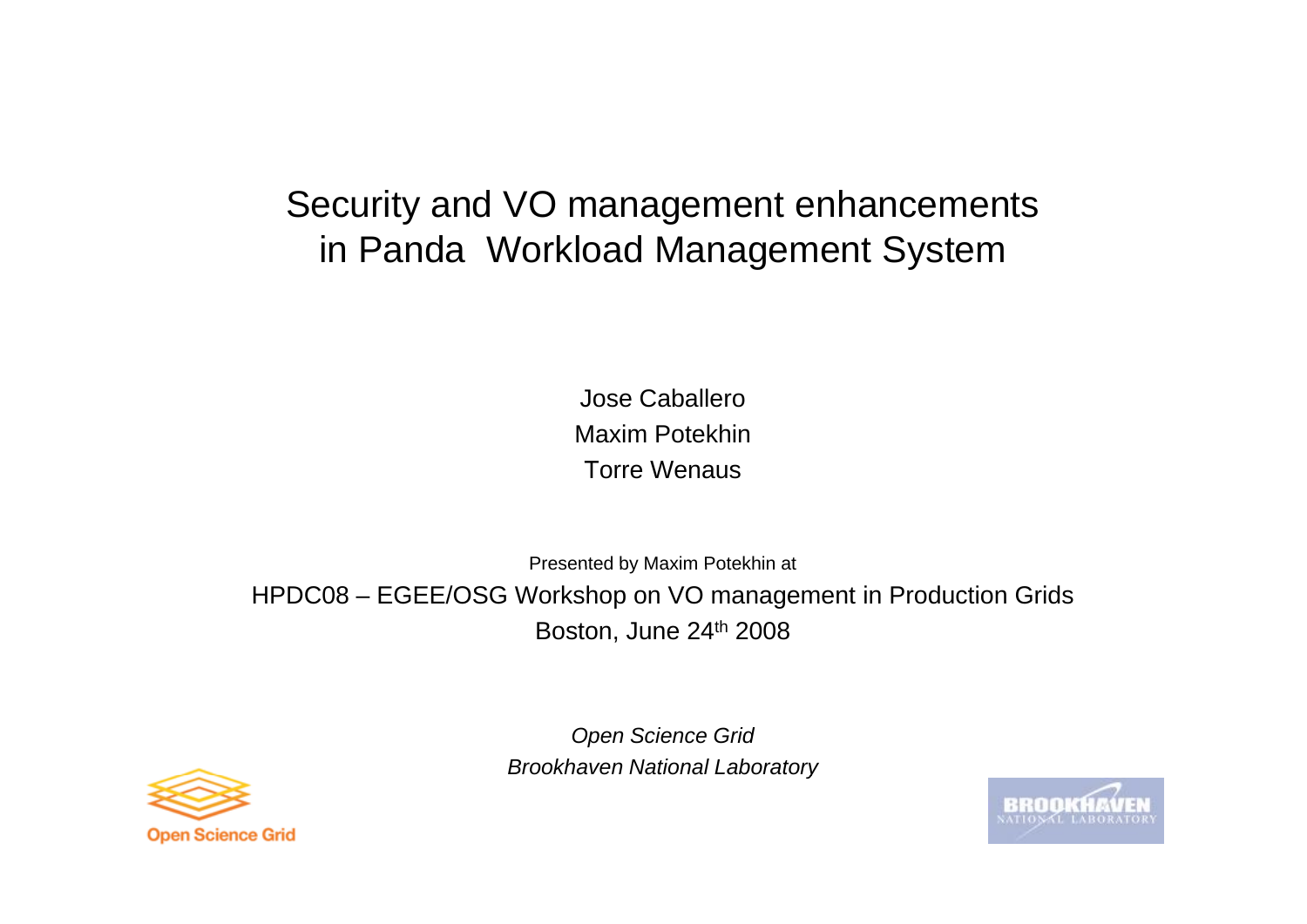# Security and VO management enhancements in Panda Workload Management System

Jose Caballero

Maxim Potekhin

Torre Wenaus

Presented by Maxim Potekhin at

HPDC08 – EGEE/OSG Workshop on VO management in Production Grids

Boston, June 24th 2008

*Open Science Grid*

*Brookhaven National Laboratory*

Open Science Grid

BROOKHAVEN NATIONAL LABORATORY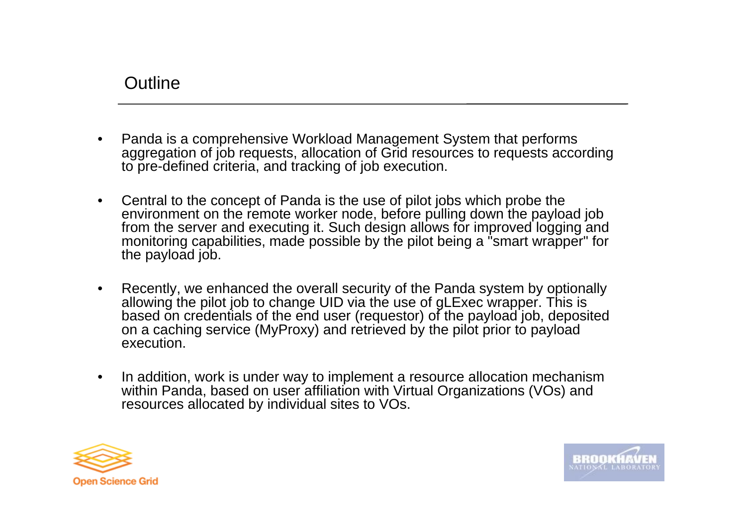# Outline

- Panda is a comprehensive Workload Management System that performs aggregation of job requests, allocation of Grid resources to requests according to pre-defined criteria, and tracking of job execution.
- Central to the concept of Panda is the use of pilot jobs which probe the environment on the remote worker node, before pulling down the payload job from the server and executing it. Such design allows for improved logging and monitoring capabilities, made possible by the pilot being a "smart wrapper" for the payload job.
- Recently, we enhanced the overall security of the Panda system by optionally allowing the pilot job to change UID via the use of gLExec wrapper. This is based on credentials of the end user (requestor) of the payload job, deposited on a caching service (MyProxy) and retrieved by the pilot prior to payload execution.
- In addition, work is under way to implement a resource allocation mechanism within Panda, based on user affiliation with Virtual Organizations (VOs) and resources allocated by individual sites to VOs.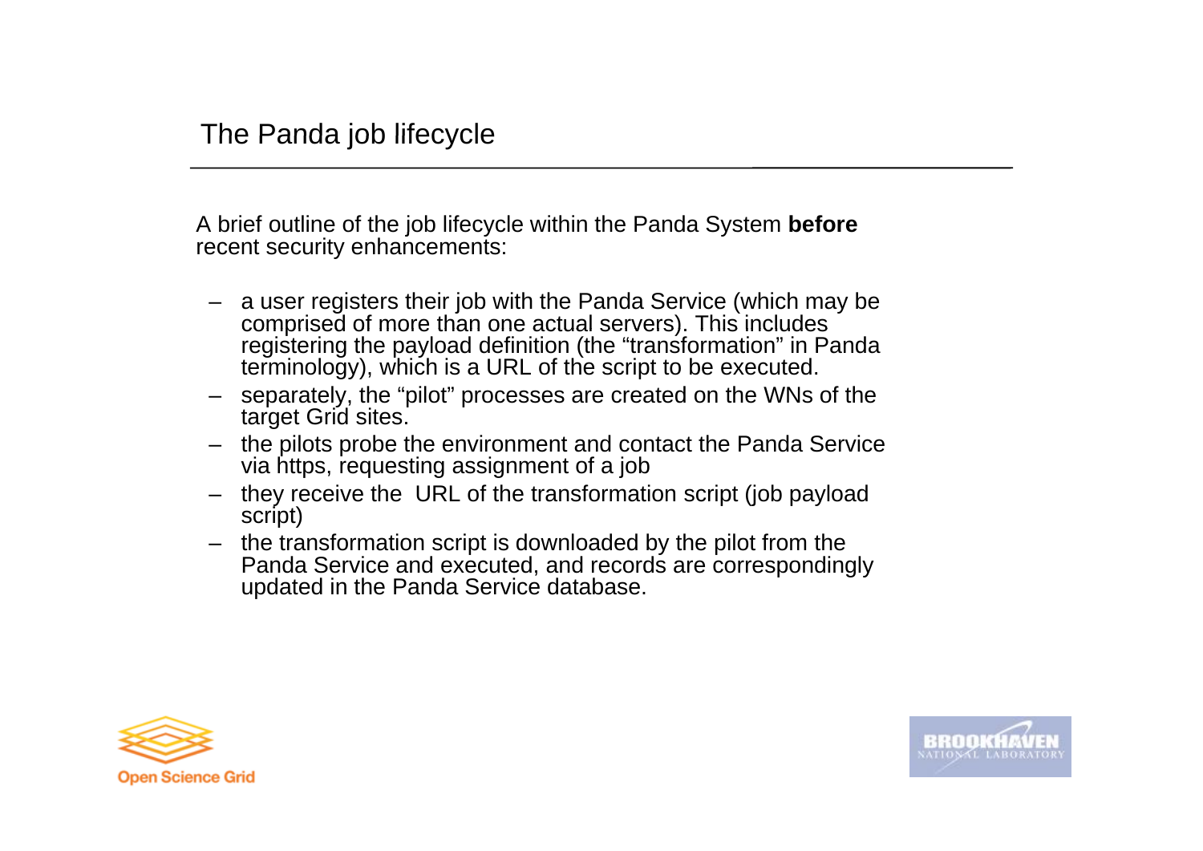# The Panda job lifecycle

A brief outline of the job lifecycle within the Panda System **before** recent security enhancements:

- a user registers their job with the Panda Service (which may be comprised of more than one actual servers). This includes registering the payload definition (the "transformation" in Panda terminology), which is a URL of the script to be executed.
- separately, the "pilot" processes are created on the WNs of the target Grid sites.
- the pilots probe the environment and contact the Panda Service via https, requesting assignment of a job
- they receive the URL of the transformation script (job payload script)
- the transformation script is downloaded by the pilot from the Panda Service and executed, and records are correspondingly updated in the Panda Service database.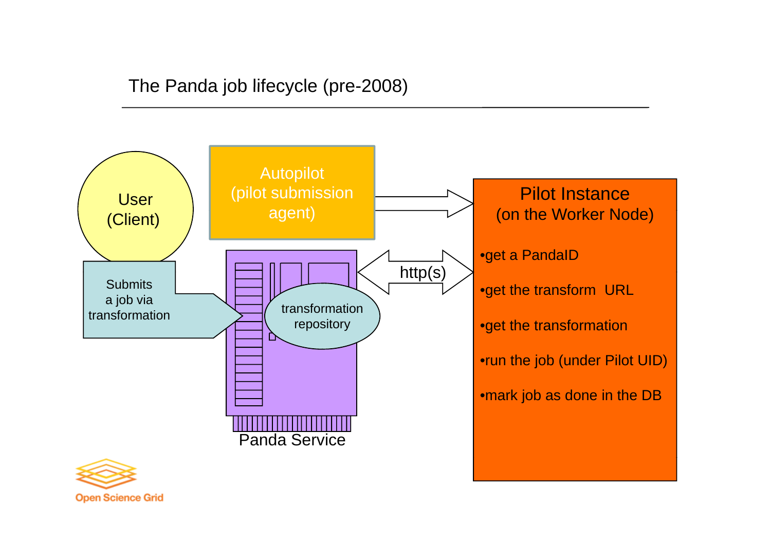# The Panda job lifecycle (pre-2008)

User (Client)

Submits a job via transformation

Autopilot (pilot submission agent)

transformation repository

Panda Service

http(s)

Pilot Instance (on the Worker Node)

- get a PandaID
- get the transform URL
- get the transformation
- run the job (under Pilot UID)
- mark job as done in the DB

Open Science Grid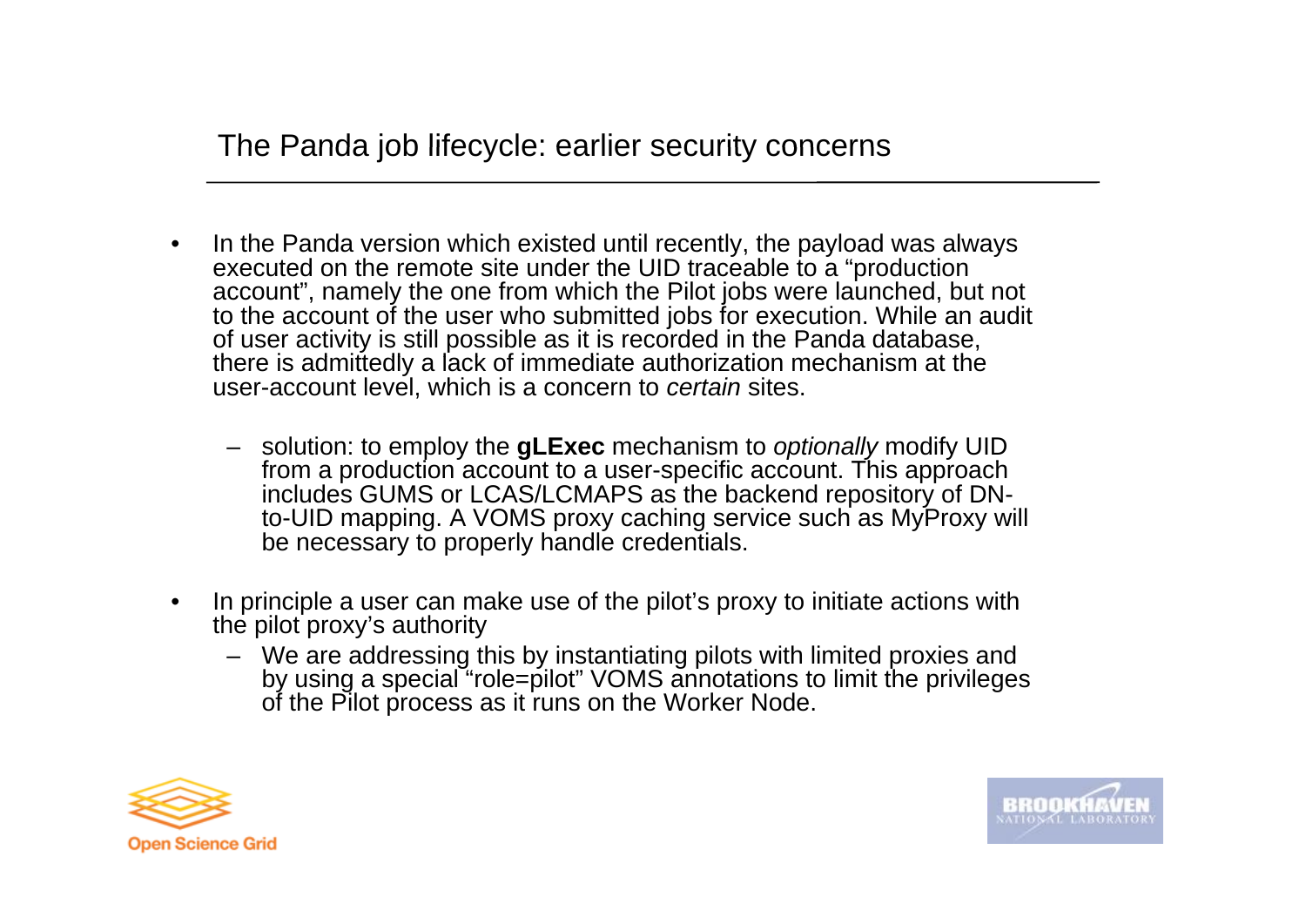## The Panda job lifecycle: earlier security concerns

- In the Panda version which existed until recently, the payload was always executed on the remote site under the UID traceable to a "production account", namely the one from which the Pilot jobs were launched, but not to the account of the user who submitted jobs for execution. While an audit of user activity is still possible as it is recorded in the Panda database, there is admittedly a lack of immediate authorization mechanism at the user-account level, which is a concern to *certain* sites.
  - solution: to employ the **gLExec** mechanism to *optionally* modify UID from a production account to a user-specific account. This approach includes GUMS or LCAS/LCMAPS as the backend repository of DN-to-UID mapping. A VOMS proxy caching service such as MyProxy will be necessary to properly handle credentials.
- In principle a user can make use of the pilot's proxy to initiate actions with the pilot proxy's authority
  - We are addressing this by instantiating pilots with limited proxies and by using a special "role=pilot" VOMS annotations to limit the privileges of the Pilot process as it runs on the Worker Node.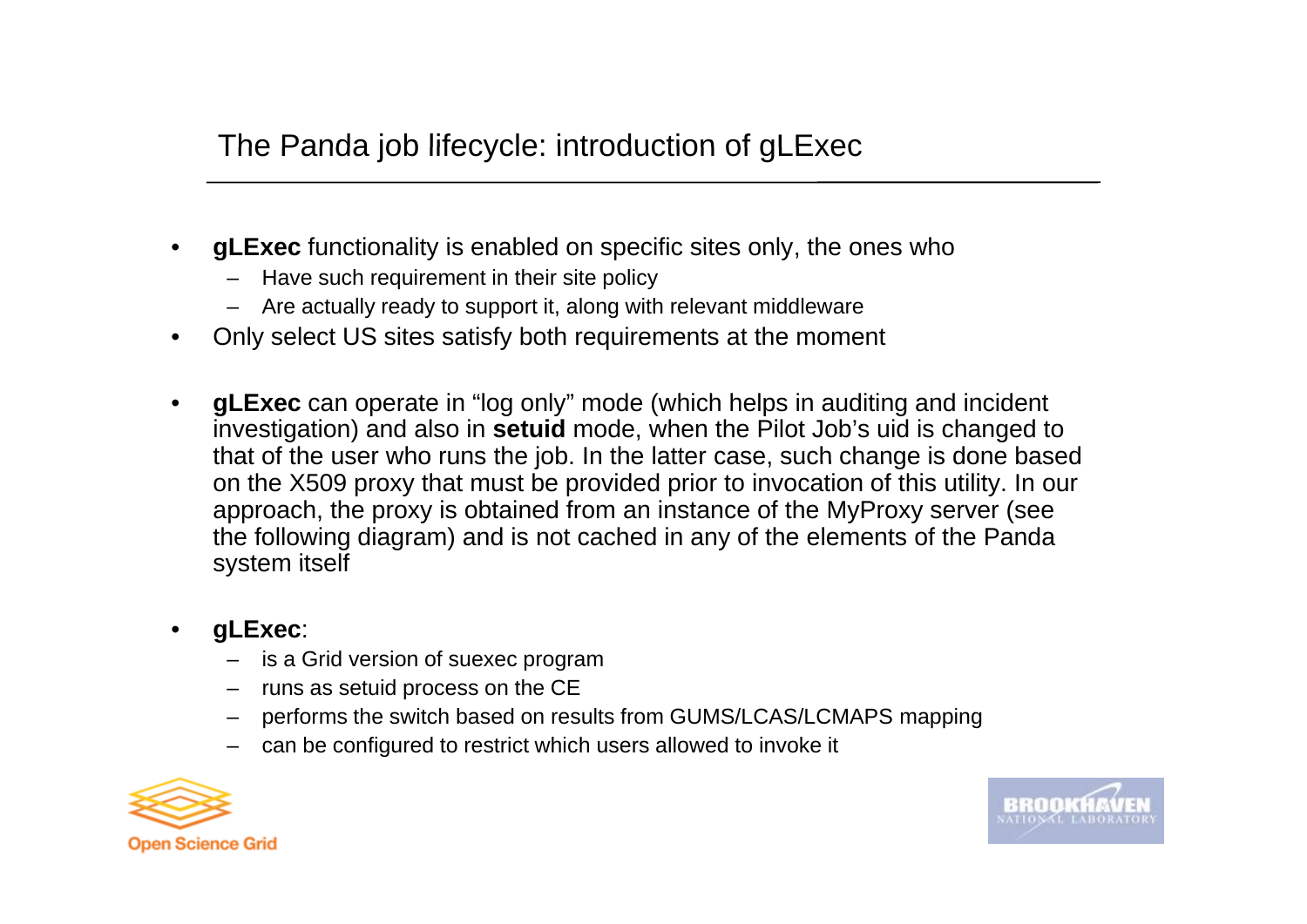## The Panda job lifecycle: introduction of gLExec

- **gLExec** functionality is enabled on specific sites only, the ones who
  - Have such requirement in their site policy
  - Are actually ready to support it, along with relevant middleware
- Only select US sites satisfy both requirements at the moment

- **gLExec** can operate in “log only” mode (which helps in auditing and incident investigation) and also in **setuid** mode, when the Pilot Job’s uid is changed to that of the user who runs the job. In the latter case, such change is done based on the X509 proxy that must be provided prior to invocation of this utility. In our approach, the proxy is obtained from an instance of the MyProxy server (see the following diagram) and is not cached in any of the elements of the Panda system itself

- **gLExec**:
  - is a Grid version of suexec program
  - runs as setuid process on the CE
  - performs the switch based on results from GUMS/LCAS/LCMAPS mapping
  - can be configured to restrict which users allowed to invoke it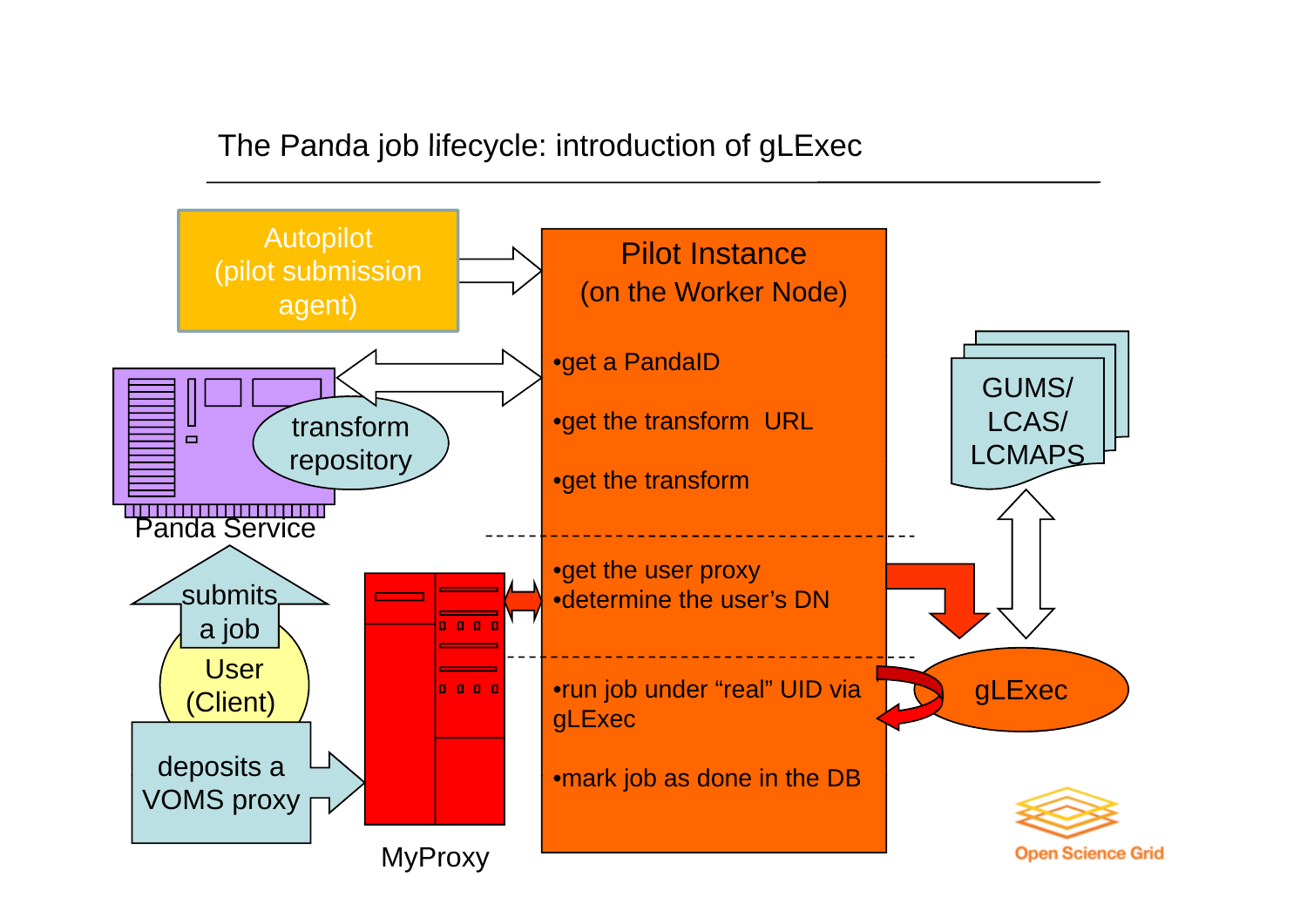# The Panda job lifecycle: introduction of gLExec

Autopilot (pilot submission agent)

Pilot Instance (on the Worker Node)

- get a PandaID
- get the transform URL
- get the transform

---

- get the user proxy
- determine the user's DN

---

- run job under "real" UID via gLExec
- mark job as done in the DB

transform repository

Panda Service

submits a job

User (Client)

deposits a VOMS proxy

MyProxy

GUMS/ LCAS/ LCMAPS

gLExec

Open Science Grid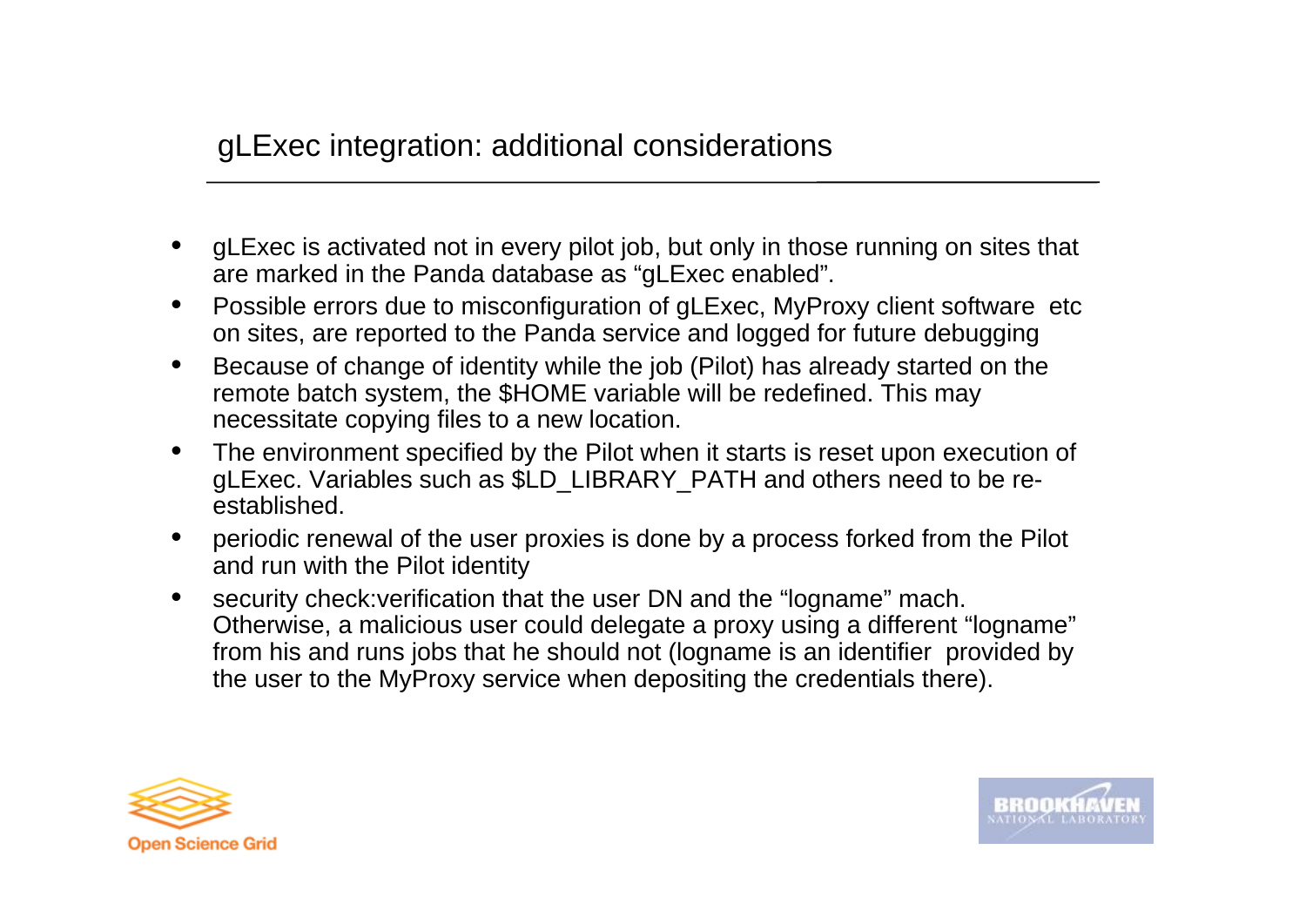## gLExec integration: additional considerations

- gLExec is activated not in every pilot job, but only in those running on sites that are marked in the Panda database as “gLExec enabled”.
- Possible errors due to misconfiguration of gLExec, MyProxy client software etc on sites, are reported to the Panda service and logged for future debugging
- Because of change of identity while the job (Pilot) has already started on the remote batch system, the $HOME variable will be redefined. This may necessitate copying files to a new location.
- The environment specified by the Pilot when it starts is reset upon execution of gLExec. Variables such as $LD_LIBRARY_PATH and others need to be re-established.
- periodic renewal of the user proxies is done by a process forked from the Pilot and run with the Pilot identity
- security check:verification that the user DN and the “logname” mach. Otherwise, a malicious user could delegate a proxy using a different “logname” from his and runs jobs that he should not (logname is an identifier provided by the user to the MyProxy service when depositing the credentials there).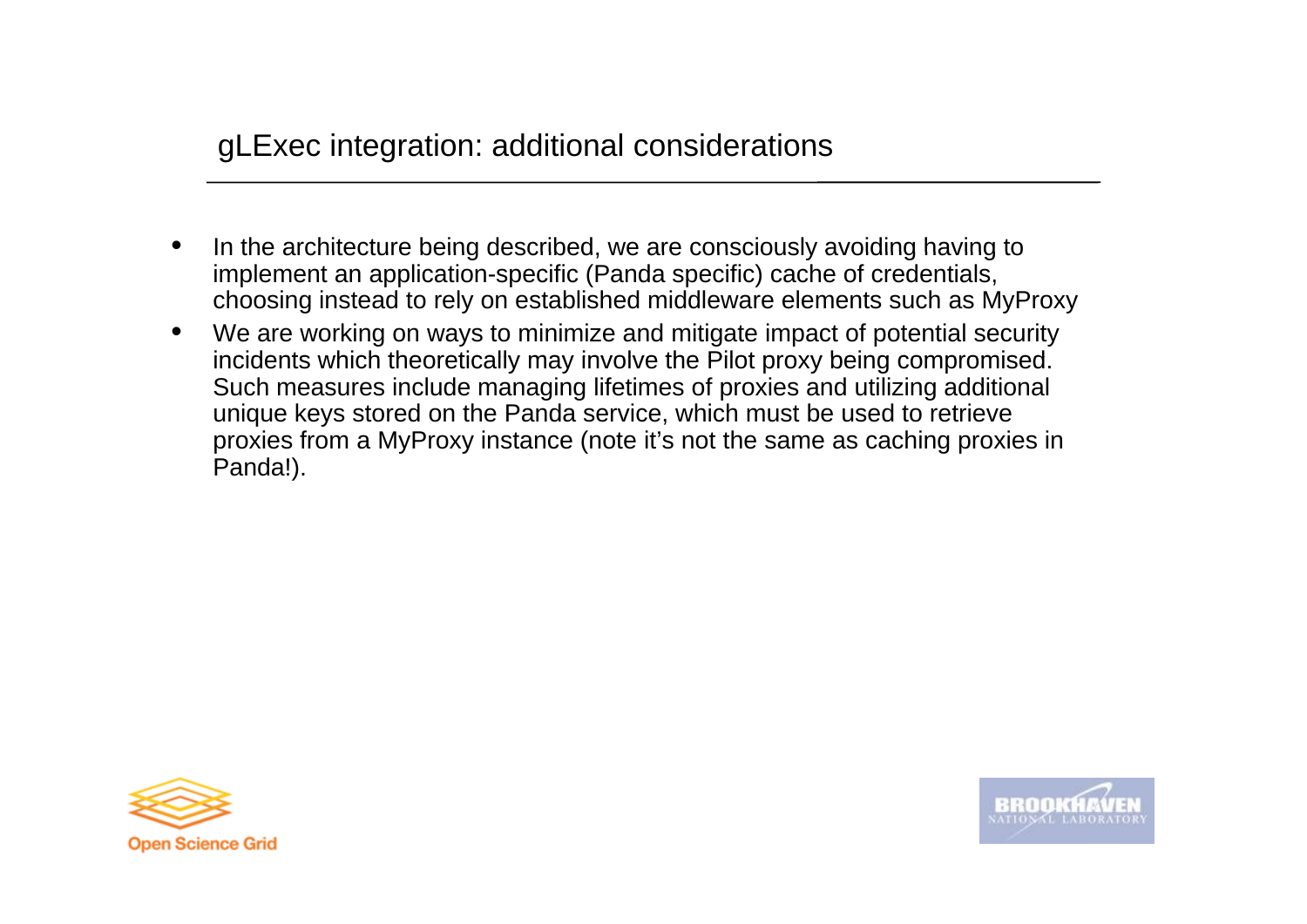## gLExec integration: additional considerations

- In the architecture being described, we are consciously avoiding having to implement an application-specific (Panda specific) cache of credentials, choosing instead to rely on established middleware elements such as MyProxy
- We are working on ways to minimize and mitigate impact of potential security incidents which theoretically may involve the Pilot proxy being compromised. Such measures include managing lifetimes of proxies and utilizing additional unique keys stored on the Panda service, which must be used to retrieve proxies from a MyProxy instance (note it's not the same as caching proxies in Panda!).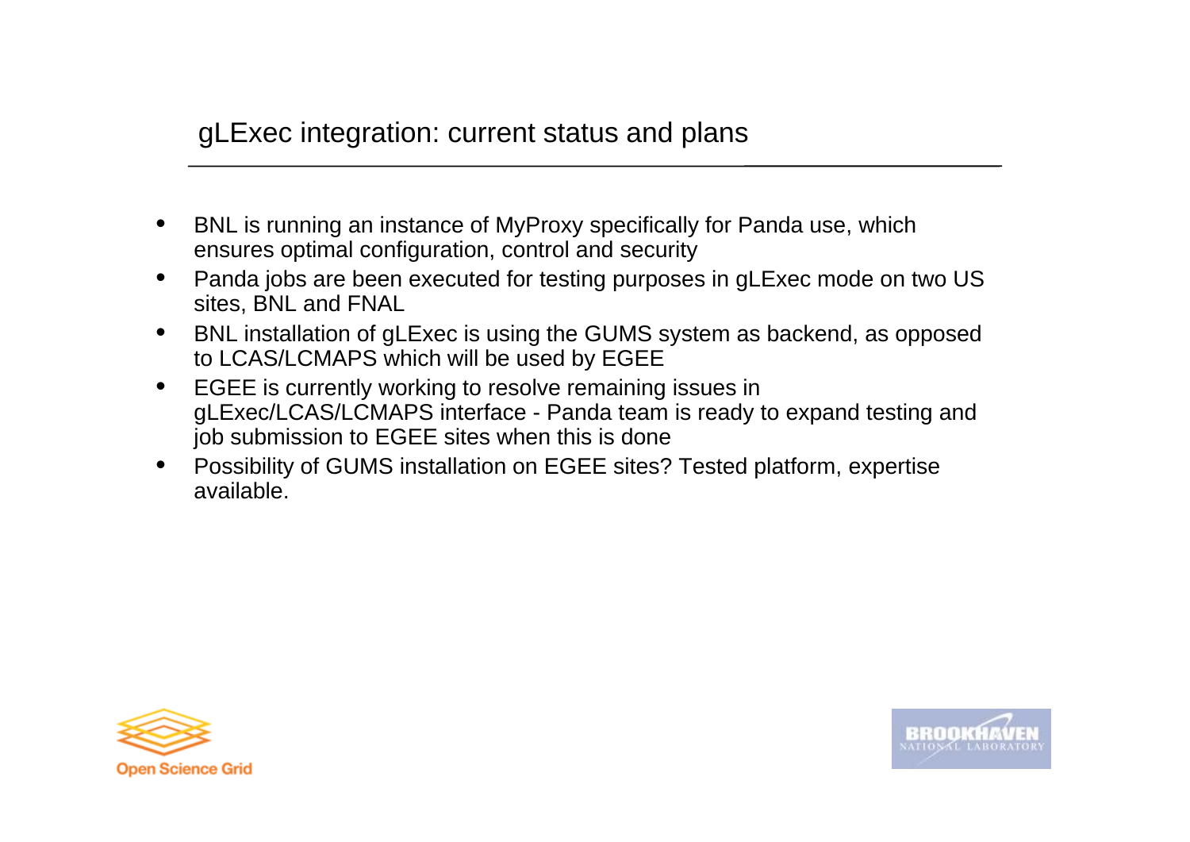## gLExec integration: current status and plans

- BNL is running an instance of MyProxy specifically for Panda use, which ensures optimal configuration, control and security
- Panda jobs are been executed for testing purposes in gLExec mode on two US sites, BNL and FNAL
- BNL installation of gLExec is using the GUMS system as backend, as opposed to LCAS/LCMAPS which will be used by EGEE
- EGEE is currently working to resolve remaining issues in gLExec/LCAS/LCMAPS interface - Panda team is ready to expand testing and job submission to EGEE sites when this is done
- Possibility of GUMS installation on EGEE sites? Tested platform, expertise available.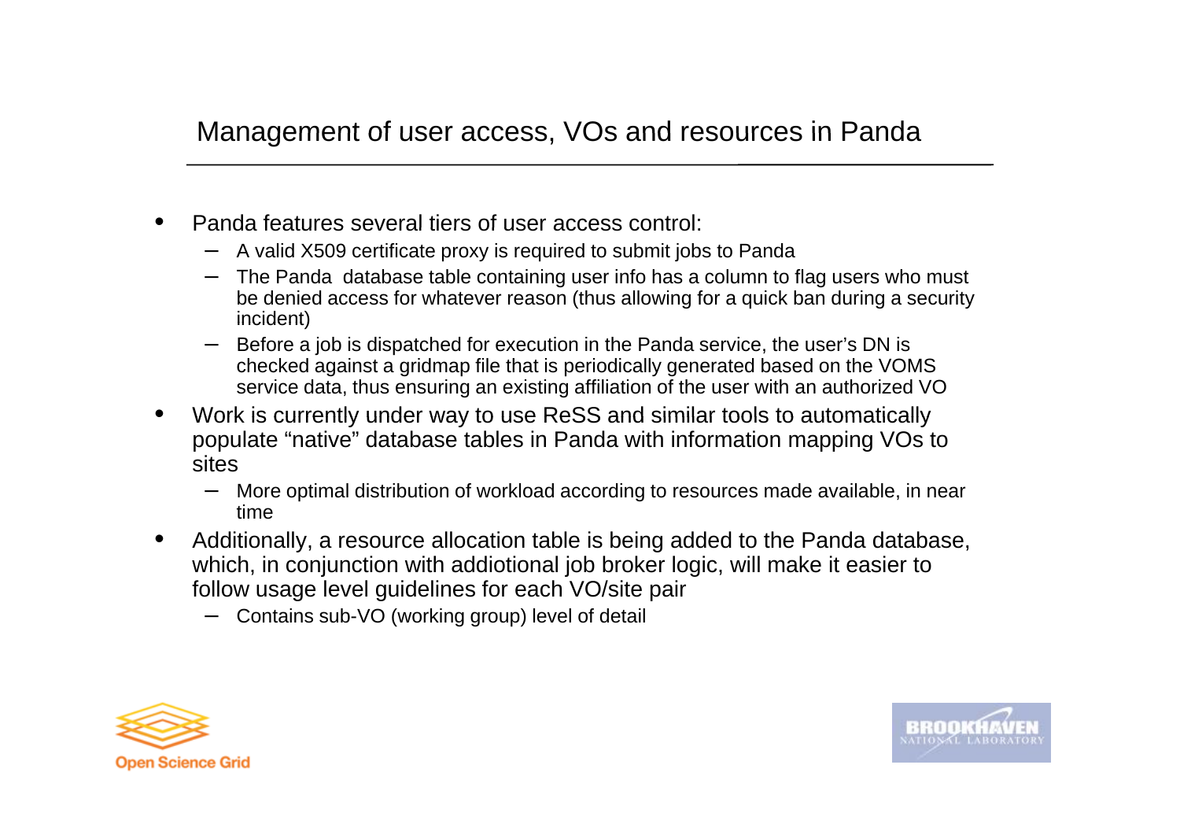## Management of user access, VOs and resources in Panda

- Panda features several tiers of user access control:
  - A valid X509 certificate proxy is required to submit jobs to Panda
  - The Panda database table containing user info has a column to flag users who must be denied access for whatever reason (thus allowing for a quick ban during a security incident)
  - Before a job is dispatched for execution in the Panda service, the user's DN is checked against a gridmap file that is periodically generated based on the VOMS service data, thus ensuring an existing affiliation of the user with an authorized VO
- Work is currently under way to use ReSS and similar tools to automatically populate "native" database tables in Panda with information mapping VOs to sites
  - More optimal distribution of workload according to resources made available, in near time
- Additionally, a resource allocation table is being added to the Panda database, which, in conjunction with addiotional job broker logic, will make it easier to follow usage level guidelines for each VO/site pair
  - Contains sub-VO (working group) level of detail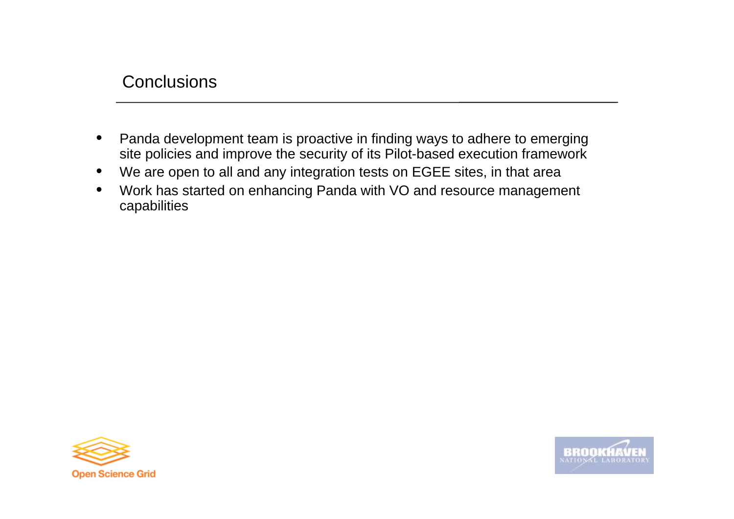## Conclusions

- Panda development team is proactive in finding ways to adhere to emerging site policies and improve the security of its Pilot-based execution framework
- We are open to all and any integration tests on EGEE sites, in that area
- Work has started on enhancing Panda with VO and resource management capabilities